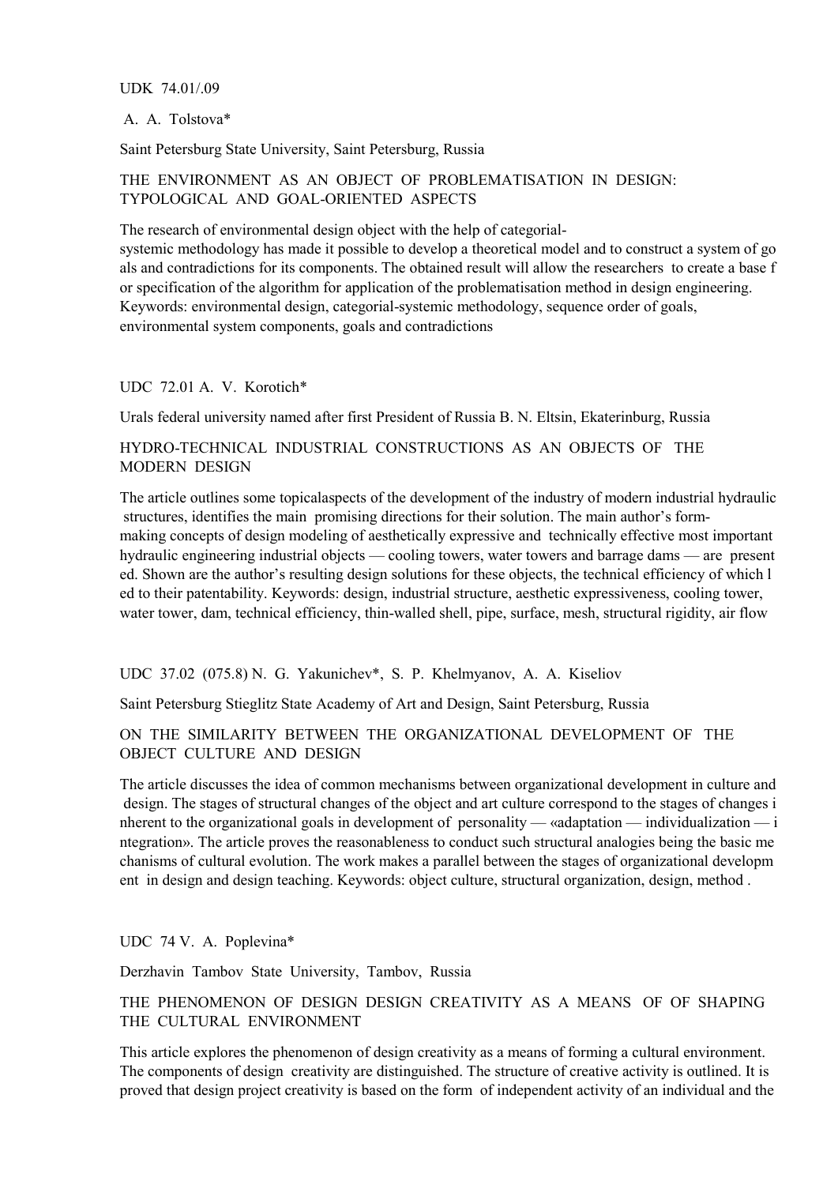UDK 74.01/.09

A. A. Tolstova*

Saint Petersburg State University, Saint Petersburg, Russia

## THE ENVIRONMENT AS AN OBJECT OF PROBLEMATISATION IN DESIGN: TYPOLOGICAL AND GOAL-ORIENTED ASPECTS

The research of environmental design object with the help of categorial-systemic methodology has made it possible to develop a theoretical model and to construct a system of goals and contradictions for its components. The obtained result will allow the researchers to create a base for specification of the algorithm for application of the problematisation method in design engineering. Keywords: environmental design, categorial-systemic methodology, sequence order of goals, environmental system components, goals and contradictions

UDC 72.01 A. V. Korotich*

Urals federal university named after first President of Russia B. N. Eltsin, Ekaterinburg, Russia

## HYDRO-TECHNICAL INDUSTRIAL CONSTRUCTIONS AS AN OBJECTS OF THE MODERN DESIGN

The article outlines some topicalaspects of the development of the industry of modern industrial hydraulic structures, identifies the main promising directions for their solution. The main author's form-making concepts of design modeling of aesthetically expressive and technically effective most important hydraulic engineering industrial objects — cooling towers, water towers and barrage dams — are presented. Shown are the author's resulting design solutions for these objects, the technical efficiency of which led to their patentability. Keywords: design, industrial structure, aesthetic expressiveness, cooling tower, water tower, dam, technical efficiency, thin-walled shell, pipe, surface, mesh, structural rigidity, air flow

UDC 37.02 (075.8) N. G. Yakunichev*, S. P. Khelmyanov, A. A. Kiseliov

Saint Petersburg Stieglitz State Academy of Art and Design, Saint Petersburg, Russia

## ON THE SIMILARITY BETWEEN THE ORGANIZATIONAL DEVELOPMENT OF THE OBJECT CULTURE AND DESIGN

The article discusses the idea of common mechanisms between organizational development in culture and design. The stages of structural changes of the object and art culture correspond to the stages of changes inherent to the organizational goals in development of personality — «adaptation — individualization — integration». The article proves the reasonableness to conduct such structural analogies being the basic mechanisms of cultural evolution. The work makes a parallel between the stages of organizational development in design and design teaching. Keywords: object culture, structural organization, design, method .

UDC 74 V. A. Poplevina*

Derzhavin Tambov State University, Tambov, Russia

## THE PHENOMENON OF DESIGN DESIGN CREATIVITY AS A MEANS OF OF SHAPING THE CULTURAL ENVIRONMENT

This article explores the phenomenon of design creativity as a means of forming a cultural environment. The components of design creativity are distinguished. The structure of creative activity is outlined. It is proved that design project creativity is based on the form of independent activity of an individual and the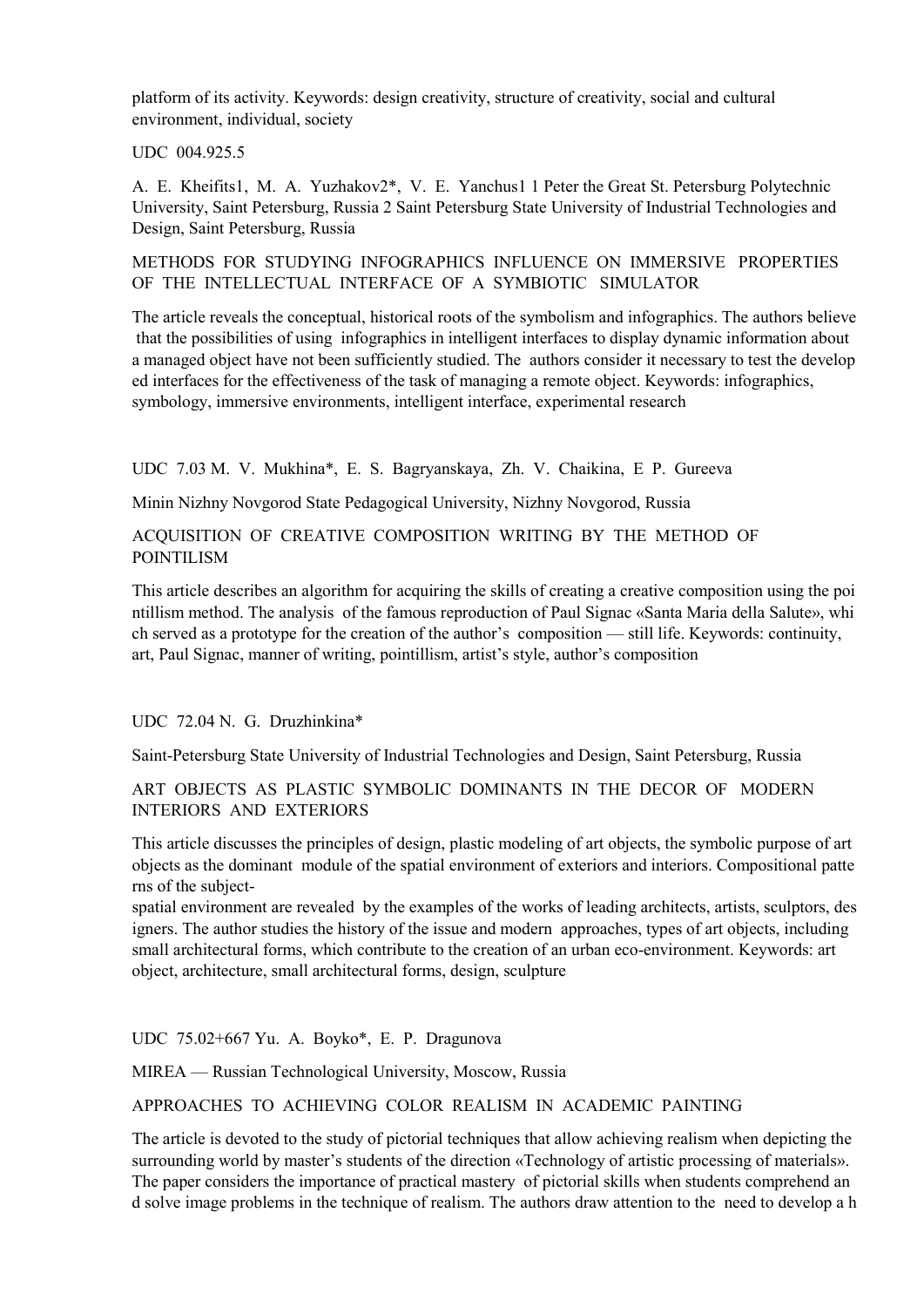platform of its activity. Keywords: design creativity, structure of creativity, social and cultural environment, individual, society

UDC 004.925.5

A. E. Kheifits1, M. A. Yuzhakov2*, V. E. Yanchus1 1 Peter the Great St. Petersburg Polytechnic University, Saint Petersburg, Russia 2 Saint Petersburg State University of Industrial Technologies and Design, Saint Petersburg, Russia

METHODS FOR STUDYING INFOGRAPHICS INFLUENCE ON IMMERSIVE PROPERTIES OF THE INTELLECTUAL INTERFACE OF A SYMBIOTIC SIMULATOR

The article reveals the conceptual, historical roots of the symbolism and infographics. The authors believe that the possibilities of using infographics in intelligent interfaces to display dynamic information about a managed object have not been sufficiently studied. The authors consider it necessary to test the develop ed interfaces for the effectiveness of the task of managing a remote object. Keywords: infographics, symbology, immersive environments, intelligent interface, experimental research

UDC 7.03 M. V. Mukhina*, E. S. Bagryanskaya, Zh. V. Chaikina, E P. Gureeva

Minin Nizhny Novgorod State Pedagogical University, Nizhny Novgorod, Russia

ACQUISITION OF CREATIVE COMPOSITION WRITING BY THE METHOD OF POINTILISM

This article describes an algorithm for acquiring the skills of creating a creative composition using the poi ntillism method. The analysis of the famous reproduction of Paul Signac «Santa Maria della Salute», whi ch served as a prototype for the creation of the author's composition — still life. Keywords: continuity, art, Paul Signac, manner of writing, pointillism, artist's style, author's composition

UDC 72.04 N. G. Druzhinkina*

Saint-Petersburg State University of Industrial Technologies and Design, Saint Petersburg, Russia

ART OBJECTS AS PLASTIC SYMBOLIC DOMINANTS IN THE DECOR OF MODERN INTERIORS AND EXTERIORS

This article discusses the principles of design, plastic modeling of art objects, the symbolic purpose of art objects as the dominant module of the spatial environment of exteriors and interiors. Compositional patte rns of the subject-
spatial environment are revealed by the examples of the works of leading architects, artists, sculptors, des igners. The author studies the history of the issue and modern approaches, types of art objects, including small architectural forms, which contribute to the creation of an urban eco-environment. Keywords: art object, architecture, small architectural forms, design, sculpture

UDC 75.02+667 Yu. A. Boyko*, E. P. Dragunova

MIREA — Russian Technological University, Moscow, Russia

APPROACHES TO ACHIEVING COLOR REALISM IN ACADEMIC PAINTING

The article is devoted to the study of pictorial techniques that allow achieving realism when depicting the surrounding world by master's students of the direction «Technology of artistic processing of materials». The paper considers the importance of practical mastery of pictorial skills when students comprehend an d solve image problems in the technique of realism. The authors draw attention to the need to develop a h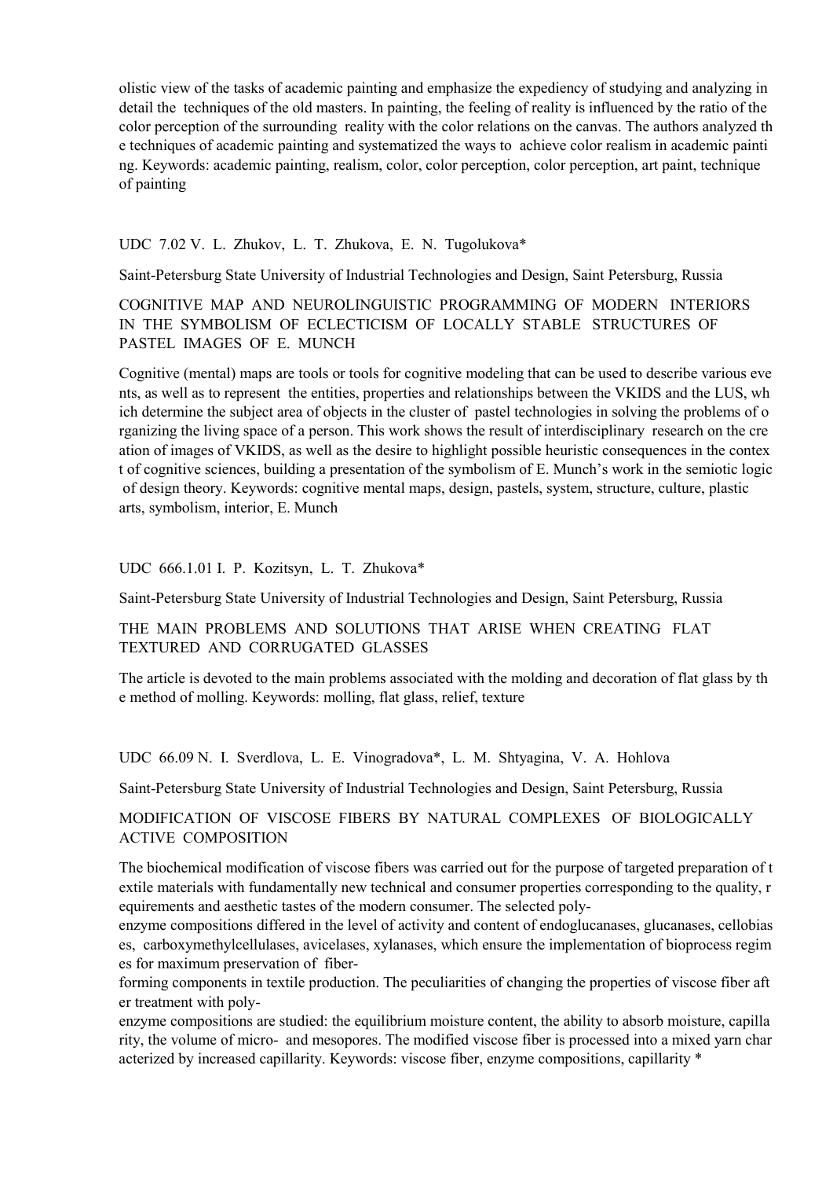olistic view of the tasks of academic painting and emphasize the expediency of studying and analyzing in detail the techniques of the old masters. In painting, the feeling of reality is influenced by the ratio of the color perception of the surrounding reality with the color relations on the canvas. The authors analyzed the techniques of academic painting and systematized the ways to achieve color realism in academic painting. Keywords: academic painting, realism, color, color perception, color perception, art paint, technique of painting

UDC 7.02 V. L. Zhukov, L. T. Zhukova, E. N. Tugolukova*

Saint-Petersburg State University of Industrial Technologies and Design, Saint Petersburg, Russia

COGNITIVE MAP AND NEUROLINGUISTIC PROGRAMMING OF MODERN INTERIORS IN THE SYMBOLISM OF ECLECTICISM OF LOCALLY STABLE STRUCTURES OF PASTEL IMAGES OF E. MUNCH

Cognitive (mental) maps are tools or tools for cognitive modeling that can be used to describe various events, as well as to represent the entities, properties and relationships between the VKIDS and the LUS, which determine the subject area of objects in the cluster of pastel technologies in solving the problems of organizing the living space of a person. This work shows the result of interdisciplinary research on the creation of images of VKIDS, as well as the desire to highlight possible heuristic consequences in the context of cognitive sciences, building a presentation of the symbolism of E. Munch's work in the semiotic logic of design theory. Keywords: cognitive mental maps, design, pastels, system, structure, culture, plastic arts, symbolism, interior, E. Munch

UDC 666.1.01 I. P. Kozitsyn, L. T. Zhukova*

Saint-Petersburg State University of Industrial Technologies and Design, Saint Petersburg, Russia

THE MAIN PROBLEMS AND SOLUTIONS THAT ARISE WHEN CREATING FLAT TEXTURED AND CORRUGATED GLASSES

The article is devoted to the main problems associated with the molding and decoration of flat glass by the method of molling. Keywords: molling, flat glass, relief, texture

UDC 66.09 N. I. Sverdlova, L. E. Vinogradova*, L. M. Shtyagina, V. A. Hohlova

Saint-Petersburg State University of Industrial Technologies and Design, Saint Petersburg, Russia

MODIFICATION OF VISCOSE FIBERS BY NATURAL COMPLEXES OF BIOLOGICALLY ACTIVE COMPOSITION

The biochemical modification of viscose fibers was carried out for the purpose of targeted preparation of textile materials with fundamentally new technical and consumer properties corresponding to the quality, requirements and aesthetic tastes of the modern consumer. The selected poly-enzyme compositions differed in the level of activity and content of endoglucanases, glucanases, cellobiases, carboxymethylcellulases, avicelases, xylanases, which ensure the implementation of bioprocess regimes for maximum preservation of fiber-forming components in textile production. The peculiarities of changing the properties of viscose fiber after treatment with poly-enzyme compositions are studied: the equilibrium moisture content, the ability to absorb moisture, capillarity, the volume of micro- and mesopores. The modified viscose fiber is processed into a mixed yarn characterized by increased capillarity. Keywords: viscose fiber, enzyme compositions, capillarity *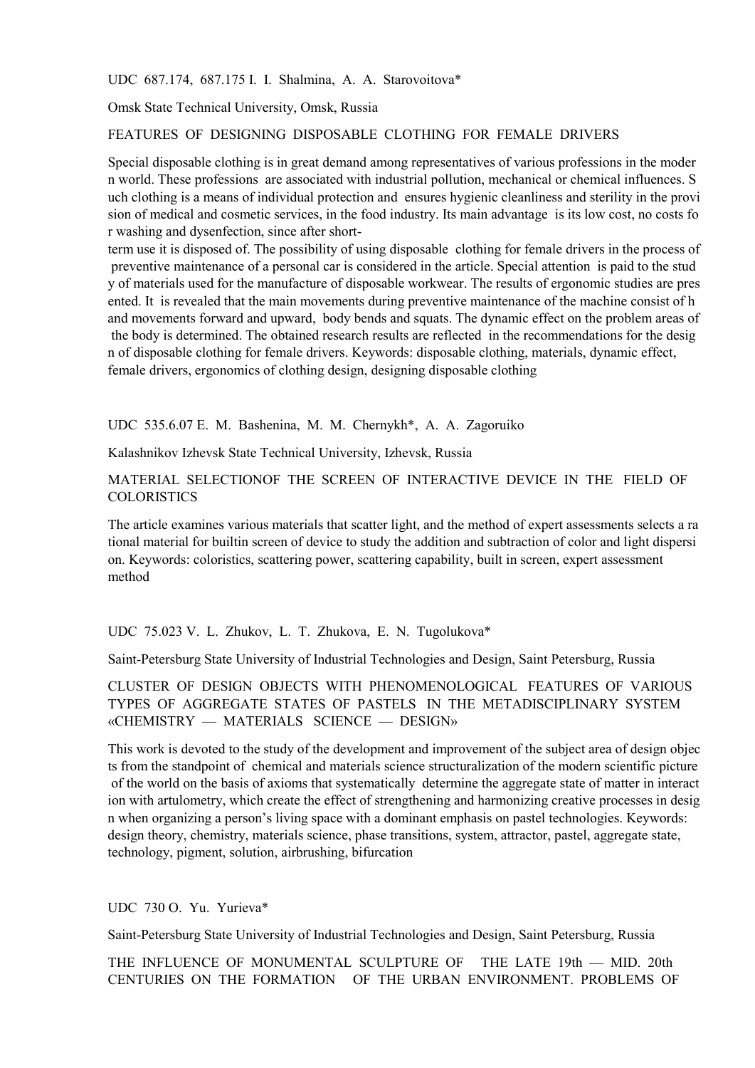UDC 687.174, 687.175 I. I. Shalmina, A. A. Starovoitova*

Omsk State Technical University, Omsk, Russia

FEATURES OF DESIGNING DISPOSABLE CLOTHING FOR FEMALE DRIVERS

Special disposable clothing is in great demand among representatives of various professions in the moder n world. These professions are associated with industrial pollution, mechanical or chemical influences. S uch clothing is a means of individual protection and ensures hygienic cleanliness and sterility in the provi sion of medical and cosmetic services, in the food industry. Its main advantage is its low cost, no costs fo r washing and dysenfection, since after short-term use it is disposed of. The possibility of using disposable clothing for female drivers in the process of preventive maintenance of a personal car is considered in the article. Special attention is paid to the stud y of materials used for the manufacture of disposable workwear. The results of ergonomic studies are pres ented. It is revealed that the main movements during preventive maintenance of the machine consist of h and movements forward and upward, body bends and squats. The dynamic effect on the problem areas of the body is determined. The obtained research results are reflected in the recommendations for the desig n of disposable clothing for female drivers. Keywords: disposable clothing, materials, dynamic effect, female drivers, ergonomics of clothing design, designing disposable clothing

UDC 535.6.07 E. M. Bashenina, M. M. Chernykh*, A. A. Zagoruiko

Kalashnikov Izhevsk State Technical University, Izhevsk, Russia

MATERIAL SELECTIONOF THE SCREEN OF INTERACTIVE DEVICE IN THE FIELD OF COLORISTICS

The article examines various materials that scatter light, and the method of expert assessments selects a ra tional material for builtin screen of device to study the addition and subtraction of color and light dispersi on. Keywords: coloristics, scattering power, scattering capability, built in screen, expert assessment method

UDC 75.023 V. L. Zhukov, L. T. Zhukova, E. N. Tugolukova*

Saint-Petersburg State University of Industrial Technologies and Design, Saint Petersburg, Russia

CLUSTER OF DESIGN OBJECTS WITH PHENOMENOLOGICAL FEATURES OF VARIOUS TYPES OF AGGREGATE STATES OF PASTELS IN THE METADISCIPLINARY SYSTEM «CHEMISTRY — MATERIALS SCIENCE — DESIGN»

This work is devoted to the study of the development and improvement of the subject area of design objec ts from the standpoint of chemical and materials science structuralization of the modern scientific picture of the world on the basis of axioms that systematically determine the aggregate state of matter in interact ion with artulometry, which create the effect of strengthening and harmonizing creative processes in desig n when organizing a person's living space with a dominant emphasis on pastel technologies. Keywords: design theory, chemistry, materials science, phase transitions, system, attractor, pastel, aggregate state, technology, pigment, solution, airbrushing, bifurcation

UDC 730 O. Yu. Yurieva*

Saint-Petersburg State University of Industrial Technologies and Design, Saint Petersburg, Russia

THE INFLUENCE OF MONUMENTAL SCULPTURE OF THE LATE 19th — MID. 20th CENTURIES ON THE FORMATION OF THE URBAN ENVIRONMENT. PROBLEMS OF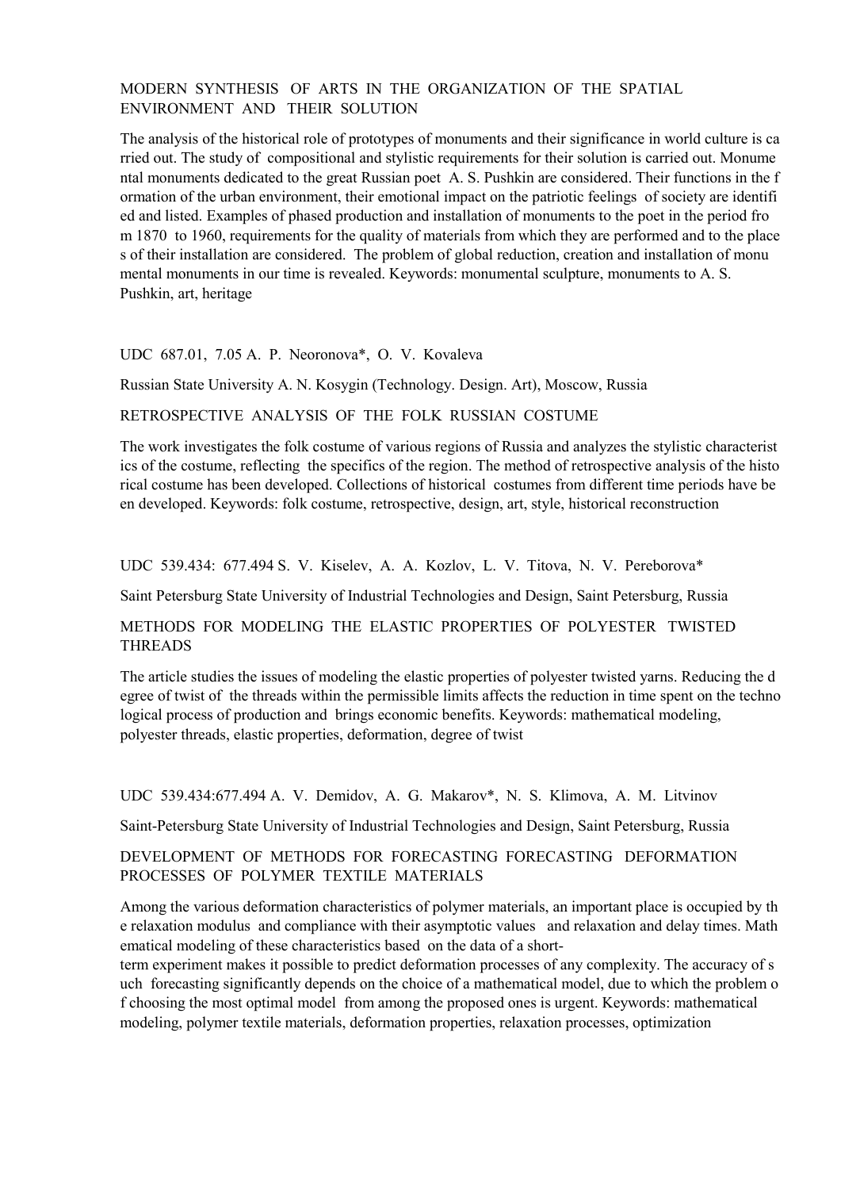## MODERN SYNTHESIS OF ARTS IN THE ORGANIZATION OF THE SPATIAL ENVIRONMENT AND THEIR SOLUTION

The analysis of the historical role of prototypes of monuments and their significance in world culture is carried out. The study of compositional and stylistic requirements for their solution is carried out. Monumental monuments dedicated to the great Russian poet A. S. Pushkin are considered. Their functions in the formation of the urban environment, their emotional impact on the patriotic feelings of society are identified and listed. Examples of phased production and installation of monuments to the poet in the period from 1870 to 1960, requirements for the quality of materials from which they are performed and to the places of their installation are considered. The problem of global reduction, creation and installation of monumental monuments in our time is revealed. Keywords: monumental sculpture, monuments to A. S. Pushkin, art, heritage

UDC 687.01, 7.05 A. P. Neoronova*, O. V. Kovaleva

Russian State University A. N. Kosygin (Technology. Design. Art), Moscow, Russia

## RETROSPECTIVE ANALYSIS OF THE FOLK RUSSIAN COSTUME

The work investigates the folk costume of various regions of Russia and analyzes the stylistic characteristics of the costume, reflecting the specifics of the region. The method of retrospective analysis of the historical costume has been developed. Collections of historical costumes from different time periods have been developed. Keywords: folk costume, retrospective, design, art, style, historical reconstruction

UDC 539.434: 677.494 S. V. Kiselev, A. A. Kozlov, L. V. Titova, N. V. Pereborova*

Saint Petersburg State University of Industrial Technologies and Design, Saint Petersburg, Russia

## METHODS FOR MODELING THE ELASTIC PROPERTIES OF POLYESTER TWISTED THREADS

The article studies the issues of modeling the elastic properties of polyester twisted yarns. Reducing the degree of twist of the threads within the permissible limits affects the reduction in time spent on the technological process of production and brings economic benefits. Keywords: mathematical modeling, polyester threads, elastic properties, deformation, degree of twist

UDC 539.434:677.494 A. V. Demidov, A. G. Makarov*, N. S. Klimova, A. M. Litvinov

Saint-Petersburg State University of Industrial Technologies and Design, Saint Petersburg, Russia

## DEVELOPMENT OF METHODS FOR FORECASTING FORECASTING DEFORMATION PROCESSES OF POLYMER TEXTILE MATERIALS

Among the various deformation characteristics of polymer materials, an important place is occupied by the relaxation modulus and compliance with their asymptotic values and relaxation and delay times. Mathematical modeling of these characteristics based on the data of a short-term experiment makes it possible to predict deformation processes of any complexity. The accuracy of such forecasting significantly depends on the choice of a mathematical model, due to which the problem of choosing the most optimal model from among the proposed ones is urgent. Keywords: mathematical modeling, polymer textile materials, deformation properties, relaxation processes, optimization